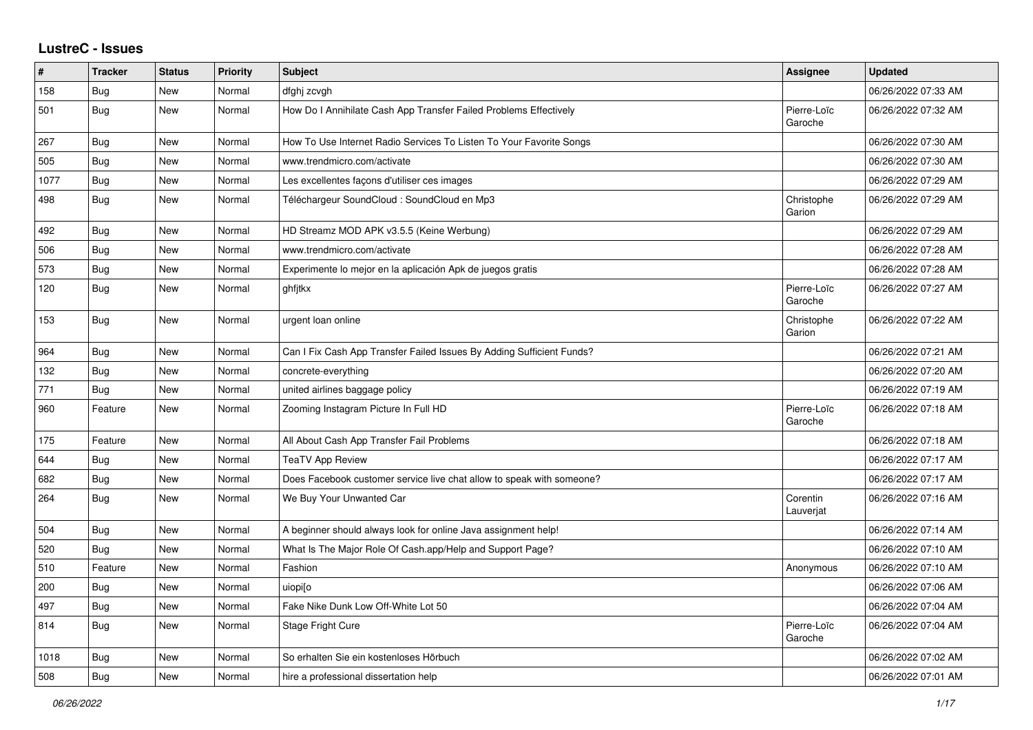## LustreC - Issues

| # | Tracker | Status | Priority | Subject | Assignee | Updated |
|---|---|---|---|---|---|---|
| 158 | Bug | New | Normal | dfghj zcvgh | | 06/26/2022 07:33 AM |
| 501 | Bug | New | Normal | How Do I Annihilate Cash App Transfer Failed Problems Effectively | Pierre-Loïc Garoche | 06/26/2022 07:32 AM |
| 267 | Bug | New | Normal | How To Use Internet Radio Services To Listen To Your Favorite Songs | | 06/26/2022 07:30 AM |
| 505 | Bug | New | Normal | www.trendmicro.com/activate | | 06/26/2022 07:30 AM |
| 1077 | Bug | New | Normal | Les excellentes façons d'utiliser ces images | | 06/26/2022 07:29 AM |
| 498 | Bug | New | Normal | Téléchargeur SoundCloud : SoundCloud en Mp3 | Christophe Garion | 06/26/2022 07:29 AM |
| 492 | Bug | New | Normal | HD Streamz MOD APK v3.5.5 (Keine Werbung) | | 06/26/2022 07:29 AM |
| 506 | Bug | New | Normal | www.trendmicro.com/activate | | 06/26/2022 07:28 AM |
| 573 | Bug | New | Normal | Experimente lo mejor en la aplicación Apk de juegos gratis | | 06/26/2022 07:28 AM |
| 120 | Bug | New | Normal | ghfjtkx | Pierre-Loïc Garoche | 06/26/2022 07:27 AM |
| 153 | Bug | New | Normal | urgent loan online | Christophe Garion | 06/26/2022 07:22 AM |
| 964 | Bug | New | Normal | Can I Fix Cash App Transfer Failed Issues By Adding Sufficient Funds? | | 06/26/2022 07:21 AM |
| 132 | Bug | New | Normal | concrete-everything | | 06/26/2022 07:20 AM |
| 771 | Bug | New | Normal | united airlines baggage policy | | 06/26/2022 07:19 AM |
| 960 | Feature | New | Normal | Zooming Instagram Picture In Full HD | Pierre-Loïc Garoche | 06/26/2022 07:18 AM |
| 175 | Feature | New | Normal | All About Cash App Transfer Fail Problems | | 06/26/2022 07:18 AM |
| 644 | Bug | New | Normal | TeaTV App Review | | 06/26/2022 07:17 AM |
| 682 | Bug | New | Normal | Does Facebook customer service live chat allow to speak with someone? | | 06/26/2022 07:17 AM |
| 264 | Bug | New | Normal | We Buy Your Unwanted Car | Corentin Lauverjat | 06/26/2022 07:16 AM |
| 504 | Bug | New | Normal | A beginner should always look for online Java assignment help! | | 06/26/2022 07:14 AM |
| 520 | Bug | New | Normal | What Is The Major Role Of Cash.app/Help and Support Page? | | 06/26/2022 07:10 AM |
| 510 | Feature | New | Normal | Fashion | Anonymous | 06/26/2022 07:10 AM |
| 200 | Bug | New | Normal | uiopi[o | | 06/26/2022 07:06 AM |
| 497 | Bug | New | Normal | Fake Nike Dunk Low Off-White Lot 50 | | 06/26/2022 07:04 AM |
| 814 | Bug | New | Normal | Stage Fright Cure | Pierre-Loïc Garoche | 06/26/2022 07:04 AM |
| 1018 | Bug | New | Normal | So erhalten Sie ein kostenloses Hörbuch | | 06/26/2022 07:02 AM |
| 508 | Bug | New | Normal | hire a professional dissertation help | | 06/26/2022 07:01 AM |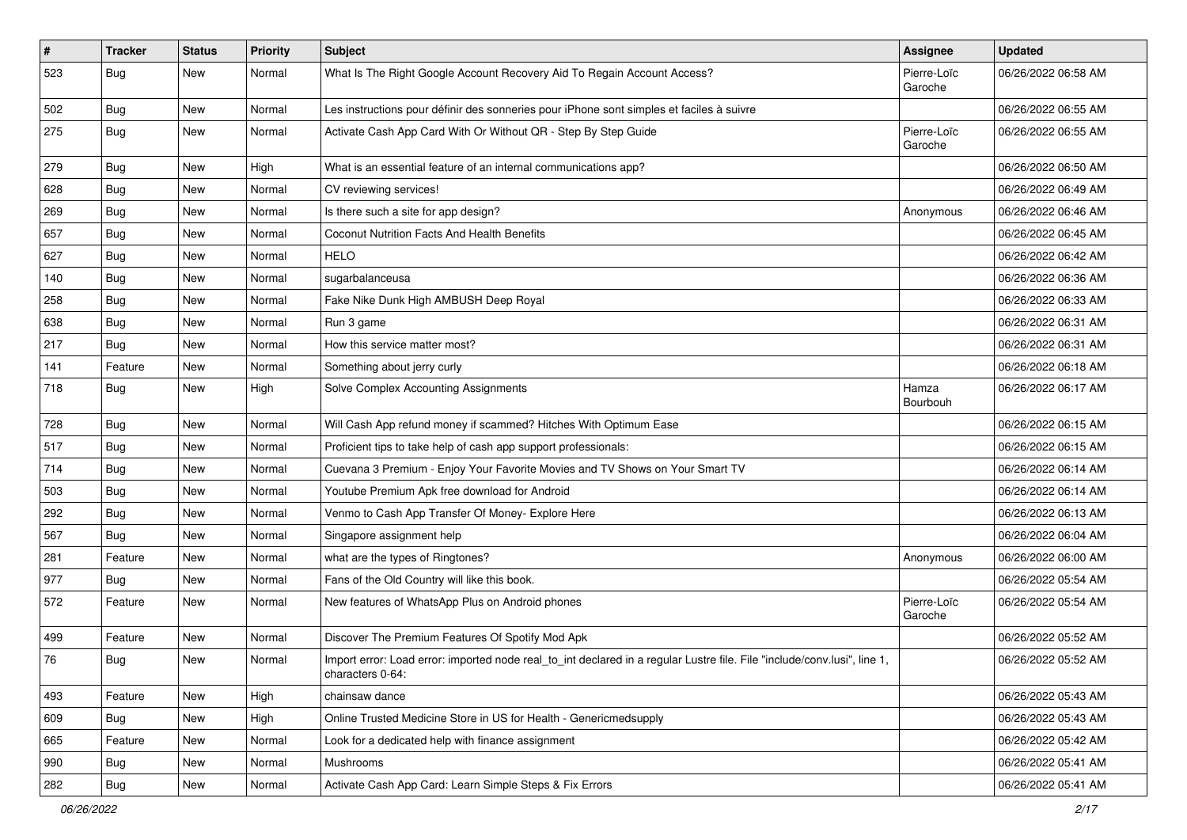| # | Tracker | Status | Priority | Subject | Assignee | Updated |
|---|---|---|---|---|---|---|
| 523 | Bug | New | Normal | What Is The Right Google Account Recovery Aid To Regain Account Access? | Pierre-Loïc Garoche | 06/26/2022 06:58 AM |
| 502 | Bug | New | Normal | Les instructions pour définir des sonneries pour iPhone sont simples et faciles à suivre | | 06/26/2022 06:55 AM |
| 275 | Bug | New | Normal | Activate Cash App Card With Or Without QR - Step By Step Guide | Pierre-Loïc Garoche | 06/26/2022 06:55 AM |
| 279 | Bug | New | High | What is an essential feature of an internal communications app? | | 06/26/2022 06:50 AM |
| 628 | Bug | New | Normal | CV reviewing services! | | 06/26/2022 06:49 AM |
| 269 | Bug | New | Normal | Is there such a site for app design? | Anonymous | 06/26/2022 06:46 AM |
| 657 | Bug | New | Normal | Coconut Nutrition Facts And Health Benefits | | 06/26/2022 06:45 AM |
| 627 | Bug | New | Normal | HELO | | 06/26/2022 06:42 AM |
| 140 | Bug | New | Normal | sugarbalanceusa | | 06/26/2022 06:36 AM |
| 258 | Bug | New | Normal | Fake Nike Dunk High AMBUSH Deep Royal | | 06/26/2022 06:33 AM |
| 638 | Bug | New | Normal | Run 3 game | | 06/26/2022 06:31 AM |
| 217 | Bug | New | Normal | How this service matter most? | | 06/26/2022 06:31 AM |
| 141 | Feature | New | Normal | Something about jerry curly | | 06/26/2022 06:18 AM |
| 718 | Bug | New | High | Solve Complex Accounting Assignments | Hamza Bourbouh | 06/26/2022 06:17 AM |
| 728 | Bug | New | Normal | Will Cash App refund money if scammed? Hitches With Optimum Ease | | 06/26/2022 06:15 AM |
| 517 | Bug | New | Normal | Proficient tips to take help of cash app support professionals: | | 06/26/2022 06:15 AM |
| 714 | Bug | New | Normal | Cuevana 3 Premium - Enjoy Your Favorite Movies and TV Shows on Your Smart TV | | 06/26/2022 06:14 AM |
| 503 | Bug | New | Normal | Youtube Premium Apk free download for Android | | 06/26/2022 06:14 AM |
| 292 | Bug | New | Normal | Venmo to Cash App Transfer Of Money- Explore Here | | 06/26/2022 06:13 AM |
| 567 | Bug | New | Normal | Singapore assignment help | | 06/26/2022 06:04 AM |
| 281 | Feature | New | Normal | what are the types of Ringtones? | Anonymous | 06/26/2022 06:00 AM |
| 977 | Bug | New | Normal | Fans of the Old Country will like this book. | | 06/26/2022 05:54 AM |
| 572 | Feature | New | Normal | New features of WhatsApp Plus on Android phones | Pierre-Loïc Garoche | 06/26/2022 05:54 AM |
| 499 | Feature | New | Normal | Discover The Premium Features Of Spotify Mod Apk | | 06/26/2022 05:52 AM |
| 76 | Bug | New | Normal | Import error: Load error: imported node real_to_int declared in a regular Lustre file. File "include/conv.lusi", line 1, characters 0-64: | | 06/26/2022 05:52 AM |
| 493 | Feature | New | High | chainsaw dance | | 06/26/2022 05:43 AM |
| 609 | Bug | New | High | Online Trusted Medicine Store in US for Health - Genericmedsupply | | 06/26/2022 05:43 AM |
| 665 | Feature | New | Normal | Look for a dedicated help with finance assignment | | 06/26/2022 05:42 AM |
| 990 | Bug | New | Normal | Mushrooms | | 06/26/2022 05:41 AM |
| 282 | Bug | New | Normal | Activate Cash App Card: Learn Simple Steps & Fix Errors | | 06/26/2022 05:41 AM |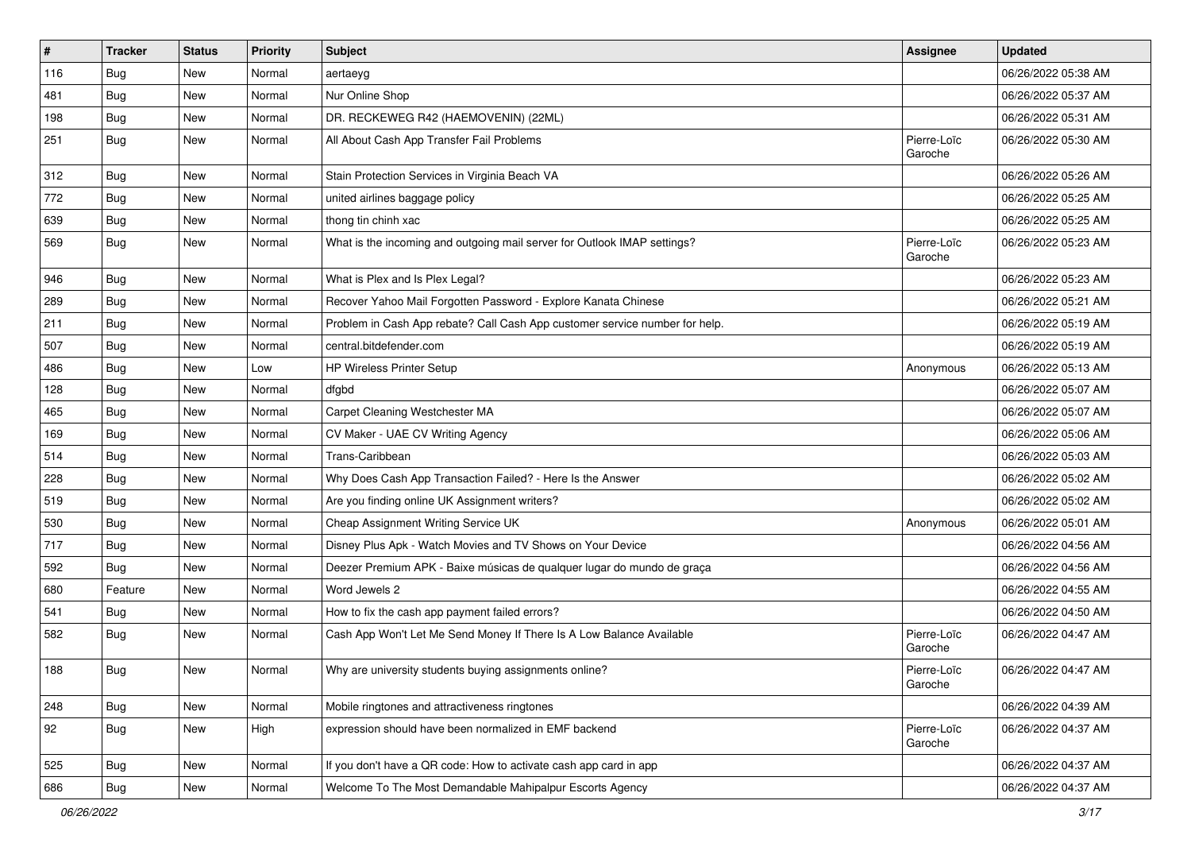| # | Tracker | Status | Priority | Subject | Assignee | Updated |
|---|---|---|---|---|---|---|
| 116 | Bug | New | Normal | aertaeyg | | 06/26/2022 05:38 AM |
| 481 | Bug | New | Normal | Nur Online Shop | | 06/26/2022 05:37 AM |
| 198 | Bug | New | Normal | DR. RECKEWEG R42 (HAEMOVENIN) (22ML) | | 06/26/2022 05:31 AM |
| 251 | Bug | New | Normal | All About Cash App Transfer Fail Problems | Pierre-Loïc Garoche | 06/26/2022 05:30 AM |
| 312 | Bug | New | Normal | Stain Protection Services in Virginia Beach VA | | 06/26/2022 05:26 AM |
| 772 | Bug | New | Normal | united airlines baggage policy | | 06/26/2022 05:25 AM |
| 639 | Bug | New | Normal | thong tin chinh xac | | 06/26/2022 05:25 AM |
| 569 | Bug | New | Normal | What is the incoming and outgoing mail server for Outlook IMAP settings? | Pierre-Loïc Garoche | 06/26/2022 05:23 AM |
| 946 | Bug | New | Normal | What is Plex and Is Plex Legal? | | 06/26/2022 05:23 AM |
| 289 | Bug | New | Normal | Recover Yahoo Mail Forgotten Password - Explore Kanata Chinese | | 06/26/2022 05:21 AM |
| 211 | Bug | New | Normal | Problem in Cash App rebate? Call Cash App customer service number for help. | | 06/26/2022 05:19 AM |
| 507 | Bug | New | Normal | central.bitdefender.com | | 06/26/2022 05:19 AM |
| 486 | Bug | New | Low | HP Wireless Printer Setup | Anonymous | 06/26/2022 05:13 AM |
| 128 | Bug | New | Normal | dfgbd | | 06/26/2022 05:07 AM |
| 465 | Bug | New | Normal | Carpet Cleaning Westchester MA | | 06/26/2022 05:07 AM |
| 169 | Bug | New | Normal | CV Maker - UAE CV Writing Agency | | 06/26/2022 05:06 AM |
| 514 | Bug | New | Normal | Trans-Caribbean | | 06/26/2022 05:03 AM |
| 228 | Bug | New | Normal | Why Does Cash App Transaction Failed? - Here Is the Answer | | 06/26/2022 05:02 AM |
| 519 | Bug | New | Normal | Are you finding online UK Assignment writers? | | 06/26/2022 05:02 AM |
| 530 | Bug | New | Normal | Cheap Assignment Writing Service UK | Anonymous | 06/26/2022 05:01 AM |
| 717 | Bug | New | Normal | Disney Plus Apk - Watch Movies and TV Shows on Your Device | | 06/26/2022 04:56 AM |
| 592 | Bug | New | Normal | Deezer Premium APK - Baixe músicas de qualquer lugar do mundo de graça | | 06/26/2022 04:56 AM |
| 680 | Feature | New | Normal | Word Jewels 2 | | 06/26/2022 04:55 AM |
| 541 | Bug | New | Normal | How to fix the cash app payment failed errors? | | 06/26/2022 04:50 AM |
| 582 | Bug | New | Normal | Cash App Won't Let Me Send Money If There Is A Low Balance Available | Pierre-Loïc Garoche | 06/26/2022 04:47 AM |
| 188 | Bug | New | Normal | Why are university students buying assignments online? | Pierre-Loïc Garoche | 06/26/2022 04:47 AM |
| 248 | Bug | New | Normal | Mobile ringtones and attractiveness ringtones | | 06/26/2022 04:39 AM |
| 92 | Bug | New | High | expression should have been normalized in EMF backend | Pierre-Loïc Garoche | 06/26/2022 04:37 AM |
| 525 | Bug | New | Normal | If you don't have a QR code: How to activate cash app card in app | | 06/26/2022 04:37 AM |
| 686 | Bug | New | Normal | Welcome To The Most Demandable Mahipalpur Escorts Agency | | 06/26/2022 04:37 AM |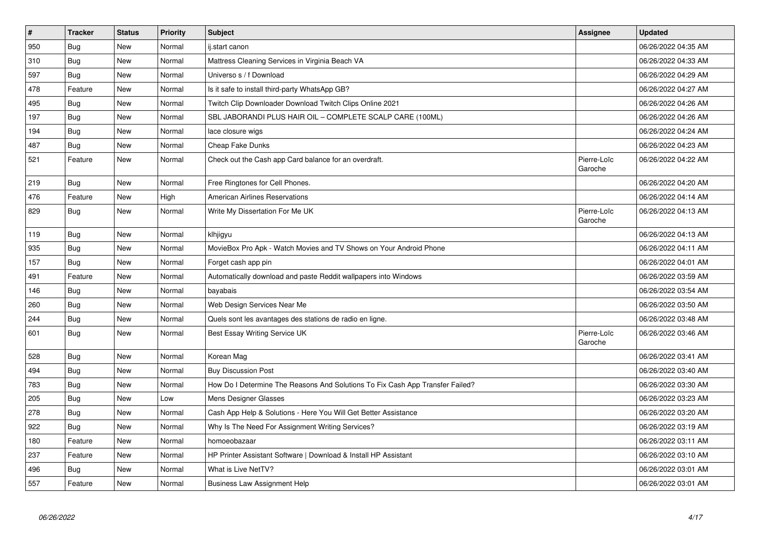| # | Tracker | Status | Priority | Subject | Assignee | Updated |
|---|---|---|---|---|---|---|
| 950 | Bug | New | Normal | ij.start canon | | 06/26/2022 04:35 AM |
| 310 | Bug | New | Normal | Mattress Cleaning Services in Virginia Beach VA | | 06/26/2022 04:33 AM |
| 597 | Bug | New | Normal | Universo s / f Download | | 06/26/2022 04:29 AM |
| 478 | Feature | New | Normal | Is it safe to install third-party WhatsApp GB? | | 06/26/2022 04:27 AM |
| 495 | Bug | New | Normal | Twitch Clip Downloader Download Twitch Clips Online 2021 | | 06/26/2022 04:26 AM |
| 197 | Bug | New | Normal | SBL JABORANDI PLUS HAIR OIL – COMPLETE SCALP CARE (100ML) | | 06/26/2022 04:26 AM |
| 194 | Bug | New | Normal | lace closure wigs | | 06/26/2022 04:24 AM |
| 487 | Bug | New | Normal | Cheap Fake Dunks | | 06/26/2022 04:23 AM |
| 521 | Feature | New | Normal | Check out the Cash app Card balance for an overdraft. | Pierre-Loïc Garoche | 06/26/2022 04:22 AM |
| 219 | Bug | New | Normal | Free Ringtones for Cell Phones. | | 06/26/2022 04:20 AM |
| 476 | Feature | New | High | American Airlines Reservations | | 06/26/2022 04:14 AM |
| 829 | Bug | New | Normal | Write My Dissertation For Me UK | Pierre-Loïc Garoche | 06/26/2022 04:13 AM |
| 119 | Bug | New | Normal | klhjigyu | | 06/26/2022 04:13 AM |
| 935 | Bug | New | Normal | MovieBox Pro Apk - Watch Movies and TV Shows on Your Android Phone | | 06/26/2022 04:11 AM |
| 157 | Bug | New | Normal | Forget cash app pin | | 06/26/2022 04:01 AM |
| 491 | Feature | New | Normal | Automatically download and paste Reddit wallpapers into Windows | | 06/26/2022 03:59 AM |
| 146 | Bug | New | Normal | bayabais | | 06/26/2022 03:54 AM |
| 260 | Bug | New | Normal | Web Design Services Near Me | | 06/26/2022 03:50 AM |
| 244 | Bug | New | Normal | Quels sont les avantages des stations de radio en ligne. | | 06/26/2022 03:48 AM |
| 601 | Bug | New | Normal | Best Essay Writing Service UK | Pierre-Loïc Garoche | 06/26/2022 03:46 AM |
| 528 | Bug | New | Normal | Korean Mag | | 06/26/2022 03:41 AM |
| 494 | Bug | New | Normal | Buy Discussion Post | | 06/26/2022 03:40 AM |
| 783 | Bug | New | Normal | How Do I Determine The Reasons And Solutions To Fix Cash App Transfer Failed? | | 06/26/2022 03:30 AM |
| 205 | Bug | New | Low | Mens Designer Glasses | | 06/26/2022 03:23 AM |
| 278 | Bug | New | Normal | Cash App Help & Solutions - Here You Will Get Better Assistance | | 06/26/2022 03:20 AM |
| 922 | Bug | New | Normal | Why Is The Need For Assignment Writing Services? | | 06/26/2022 03:19 AM |
| 180 | Feature | New | Normal | homoeobazaar | | 06/26/2022 03:11 AM |
| 237 | Feature | New | Normal | HP Printer Assistant Software \| Download & Install HP Assistant | | 06/26/2022 03:10 AM |
| 496 | Bug | New | Normal | What is Live NetTV? | | 06/26/2022 03:01 AM |
| 557 | Feature | New | Normal | Business Law Assignment Help | | 06/26/2022 03:01 AM |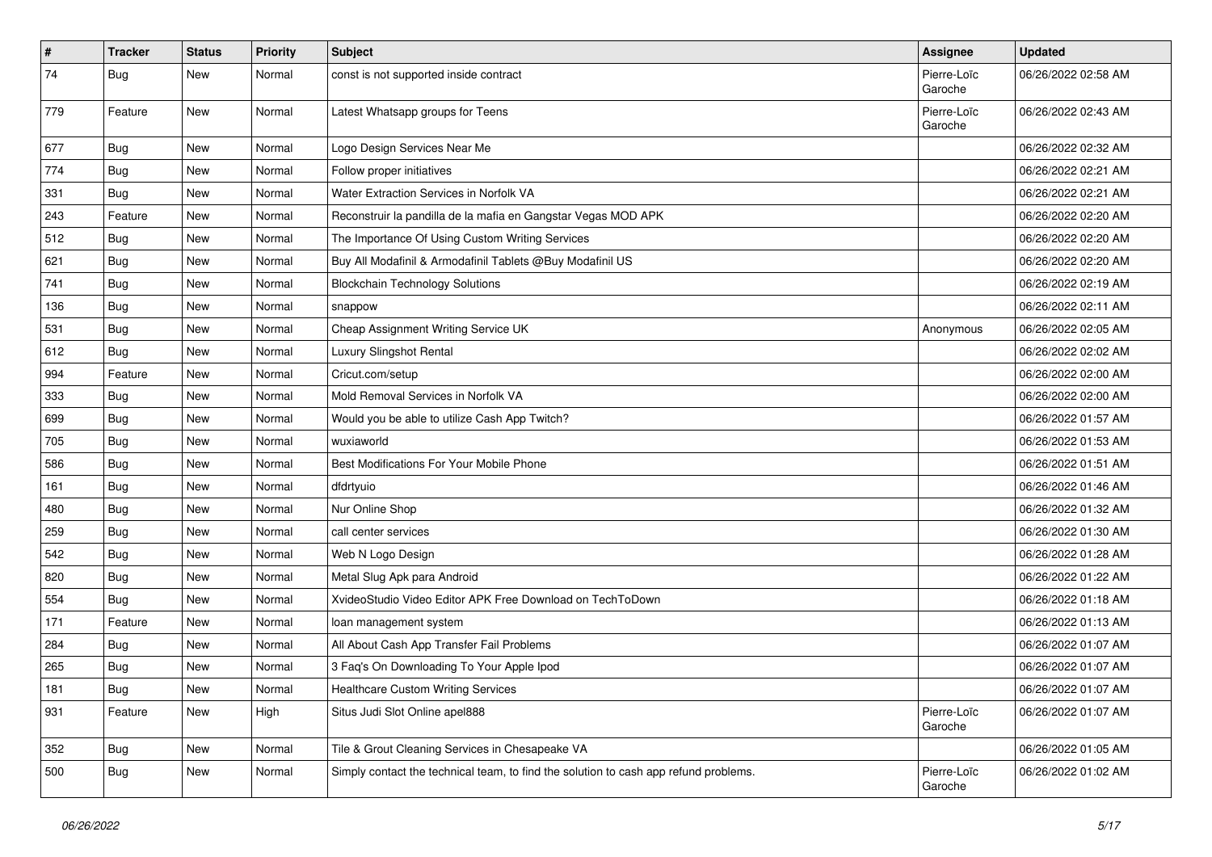| # | Tracker | Status | Priority | Subject | Assignee | Updated |
|---|---|---|---|---|---|---|
| 74 | Bug | New | Normal | const is not supported inside contract | Pierre-Loïc Garoche | 06/26/2022 02:58 AM |
| 779 | Feature | New | Normal | Latest Whatsapp groups for Teens | Pierre-Loïc Garoche | 06/26/2022 02:43 AM |
| 677 | Bug | New | Normal | Logo Design Services Near Me | | 06/26/2022 02:32 AM |
| 774 | Bug | New | Normal | Follow proper initiatives | | 06/26/2022 02:21 AM |
| 331 | Bug | New | Normal | Water Extraction Services in Norfolk VA | | 06/26/2022 02:21 AM |
| 243 | Feature | New | Normal | Reconstruir la pandilla de la mafia en Gangstar Vegas MOD APK | | 06/26/2022 02:20 AM |
| 512 | Bug | New | Normal | The Importance Of Using Custom Writing Services | | 06/26/2022 02:20 AM |
| 621 | Bug | New | Normal | Buy All Modafinil & Armodafinil Tablets @Buy Modafinil US | | 06/26/2022 02:20 AM |
| 741 | Bug | New | Normal | Blockchain Technology Solutions | | 06/26/2022 02:19 AM |
| 136 | Bug | New | Normal | snappow | | 06/26/2022 02:11 AM |
| 531 | Bug | New | Normal | Cheap Assignment Writing Service UK | Anonymous | 06/26/2022 02:05 AM |
| 612 | Bug | New | Normal | Luxury Slingshot Rental | | 06/26/2022 02:02 AM |
| 994 | Feature | New | Normal | Cricut.com/setup | | 06/26/2022 02:00 AM |
| 333 | Bug | New | Normal | Mold Removal Services in Norfolk VA | | 06/26/2022 02:00 AM |
| 699 | Bug | New | Normal | Would you be able to utilize Cash App Twitch? | | 06/26/2022 01:57 AM |
| 705 | Bug | New | Normal | wuxiaworld | | 06/26/2022 01:53 AM |
| 586 | Bug | New | Normal | Best Modifications For Your Mobile Phone | | 06/26/2022 01:51 AM |
| 161 | Bug | New | Normal | dfdrtyuio | | 06/26/2022 01:46 AM |
| 480 | Bug | New | Normal | Nur Online Shop | | 06/26/2022 01:32 AM |
| 259 | Bug | New | Normal | call center services | | 06/26/2022 01:30 AM |
| 542 | Bug | New | Normal | Web N Logo Design | | 06/26/2022 01:28 AM |
| 820 | Bug | New | Normal | Metal Slug Apk para Android | | 06/26/2022 01:22 AM |
| 554 | Bug | New | Normal | XvideoStudio Video Editor APK Free Download on TechToDown | | 06/26/2022 01:18 AM |
| 171 | Feature | New | Normal | loan management system | | 06/26/2022 01:13 AM |
| 284 | Bug | New | Normal | All About Cash App Transfer Fail Problems | | 06/26/2022 01:07 AM |
| 265 | Bug | New | Normal | 3 Faq's On Downloading To Your Apple Ipod | | 06/26/2022 01:07 AM |
| 181 | Bug | New | Normal | Healthcare Custom Writing Services | | 06/26/2022 01:07 AM |
| 931 | Feature | New | High | Situs Judi Slot Online apel888 | Pierre-Loïc Garoche | 06/26/2022 01:07 AM |
| 352 | Bug | New | Normal | Tile & Grout Cleaning Services in Chesapeake VA | | 06/26/2022 01:05 AM |
| 500 | Bug | New | Normal | Simply contact the technical team, to find the solution to cash app refund problems. | Pierre-Loïc Garoche | 06/26/2022 01:02 AM |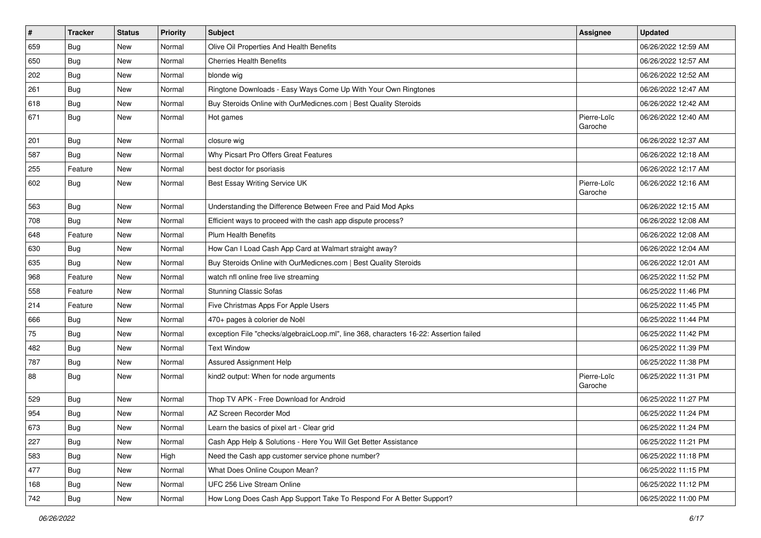| # | Tracker | Status | Priority | Subject | Assignee | Updated |
| --- | --- | --- | --- | --- | --- | --- |
| 659 | Bug | New | Normal | Olive Oil Properties And Health Benefits | | 06/26/2022 12:59 AM |
| 650 | Bug | New | Normal | Cherries Health Benefits | | 06/26/2022 12:57 AM |
| 202 | Bug | New | Normal | blonde wig | | 06/26/2022 12:52 AM |
| 261 | Bug | New | Normal | Ringtone Downloads - Easy Ways Come Up With Your Own Ringtones | | 06/26/2022 12:47 AM |
| 618 | Bug | New | Normal | Buy Steroids Online with OurMedicnes.com \| Best Quality Steroids | | 06/26/2022 12:42 AM |
| 671 | Bug | New | Normal | Hot games | Pierre-Loïc Garoche | 06/26/2022 12:40 AM |
| 201 | Bug | New | Normal | closure wig | | 06/26/2022 12:37 AM |
| 587 | Bug | New | Normal | Why Picsart Pro Offers Great Features | | 06/26/2022 12:18 AM |
| 255 | Feature | New | Normal | best doctor for psoriasis | | 06/26/2022 12:17 AM |
| 602 | Bug | New | Normal | Best Essay Writing Service UK | Pierre-Loïc Garoche | 06/26/2022 12:16 AM |
| 563 | Bug | New | Normal | Understanding the Difference Between Free and Paid Mod Apks | | 06/26/2022 12:15 AM |
| 708 | Bug | New | Normal | Efficient ways to proceed with the cash app dispute process? | | 06/26/2022 12:08 AM |
| 648 | Feature | New | Normal | Plum Health Benefits | | 06/26/2022 12:08 AM |
| 630 | Bug | New | Normal | How Can I Load Cash App Card at Walmart straight away? | | 06/26/2022 12:04 AM |
| 635 | Bug | New | Normal | Buy Steroids Online with OurMedicnes.com \| Best Quality Steroids | | 06/26/2022 12:01 AM |
| 968 | Feature | New | Normal | watch nfl online free live streaming | | 06/25/2022 11:52 PM |
| 558 | Feature | New | Normal | Stunning Classic Sofas | | 06/25/2022 11:46 PM |
| 214 | Feature | New | Normal | Five Christmas Apps For Apple Users | | 06/25/2022 11:45 PM |
| 666 | Bug | New | Normal | 470+ pages à colorier de Noël | | 06/25/2022 11:44 PM |
| 75 | Bug | New | Normal | exception File "checks/algebraicLoop.ml", line 368, characters 16-22: Assertion failed | | 06/25/2022 11:42 PM |
| 482 | Bug | New | Normal | Text Window | | 06/25/2022 11:39 PM |
| 787 | Bug | New | Normal | Assured Assignment Help | | 06/25/2022 11:38 PM |
| 88 | Bug | New | Normal | kind2 output: When for node arguments | Pierre-Loïc Garoche | 06/25/2022 11:31 PM |
| 529 | Bug | New | Normal | Thop TV APK - Free Download for Android | | 06/25/2022 11:27 PM |
| 954 | Bug | New | Normal | AZ Screen Recorder Mod | | 06/25/2022 11:24 PM |
| 673 | Bug | New | Normal | Learn the basics of pixel art - Clear grid | | 06/25/2022 11:24 PM |
| 227 | Bug | New | Normal | Cash App Help & Solutions - Here You Will Get Better Assistance | | 06/25/2022 11:21 PM |
| 583 | Bug | New | High | Need the Cash app customer service phone number? | | 06/25/2022 11:18 PM |
| 477 | Bug | New | Normal | What Does Online Coupon Mean? | | 06/25/2022 11:15 PM |
| 168 | Bug | New | Normal | UFC 256 Live Stream Online | | 06/25/2022 11:12 PM |
| 742 | Bug | New | Normal | How Long Does Cash App Support Take To Respond For A Better Support? | | 06/25/2022 11:00 PM |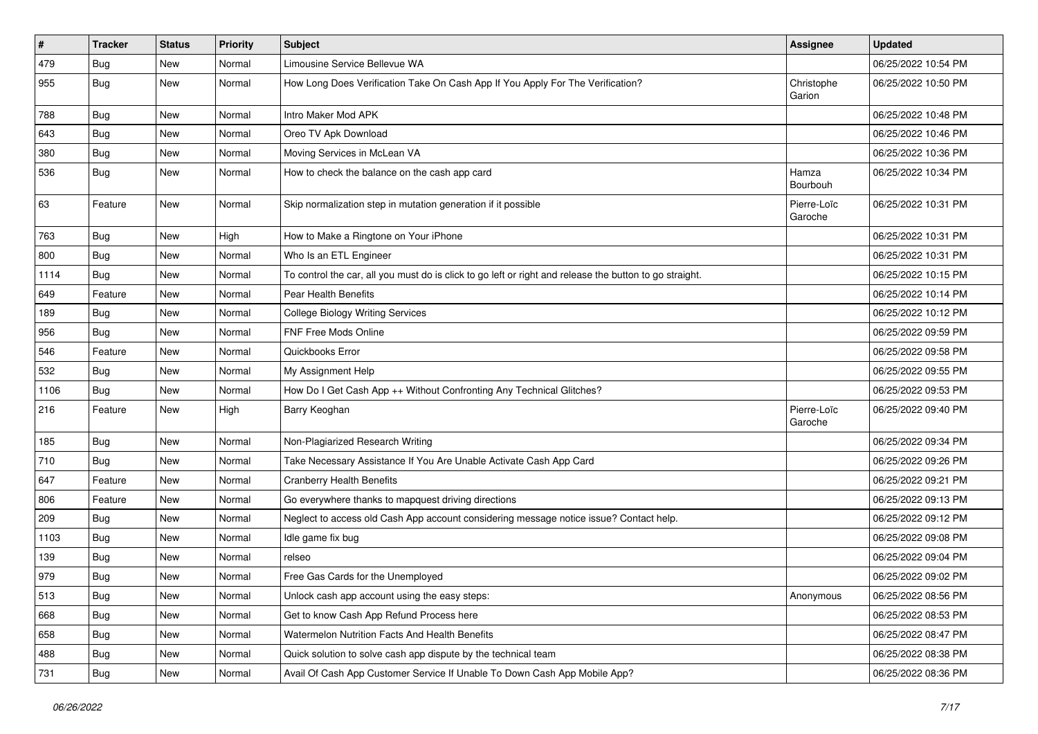| # | Tracker | Status | Priority | Subject | Assignee | Updated |
|---|---|---|---|---|---|---|
| 479 | Bug | New | Normal | Limousine Service Bellevue WA | | 06/25/2022 10:54 PM |
| 955 | Bug | New | Normal | How Long Does Verification Take On Cash App If You Apply For The Verification? | Christophe Garion | 06/25/2022 10:50 PM |
| 788 | Bug | New | Normal | Intro Maker Mod APK | | 06/25/2022 10:48 PM |
| 643 | Bug | New | Normal | Oreo TV Apk Download | | 06/25/2022 10:46 PM |
| 380 | Bug | New | Normal | Moving Services in McLean VA | | 06/25/2022 10:36 PM |
| 536 | Bug | New | Normal | How to check the balance on the cash app card | Hamza Bourbouh | 06/25/2022 10:34 PM |
| 63 | Feature | New | Normal | Skip normalization step in mutation generation if it possible | Pierre-Loïc Garoche | 06/25/2022 10:31 PM |
| 763 | Bug | New | High | How to Make a Ringtone on Your iPhone | | 06/25/2022 10:31 PM |
| 800 | Bug | New | Normal | Who Is an ETL Engineer | | 06/25/2022 10:31 PM |
| 1114 | Bug | New | Normal | To control the car, all you must do is click to go left or right and release the button to go straight. | | 06/25/2022 10:15 PM |
| 649 | Feature | New | Normal | Pear Health Benefits | | 06/25/2022 10:14 PM |
| 189 | Bug | New | Normal | College Biology Writing Services | | 06/25/2022 10:12 PM |
| 956 | Bug | New | Normal | FNF Free Mods Online | | 06/25/2022 09:59 PM |
| 546 | Feature | New | Normal | Quickbooks Error | | 06/25/2022 09:58 PM |
| 532 | Bug | New | Normal | My Assignment Help | | 06/25/2022 09:55 PM |
| 1106 | Bug | New | Normal | How Do I Get Cash App ++ Without Confronting Any Technical Glitches? | | 06/25/2022 09:53 PM |
| 216 | Feature | New | High | Barry Keoghan | Pierre-Loïc Garoche | 06/25/2022 09:40 PM |
| 185 | Bug | New | Normal | Non-Plagiarized Research Writing | | 06/25/2022 09:34 PM |
| 710 | Bug | New | Normal | Take Necessary Assistance If You Are Unable Activate Cash App Card | | 06/25/2022 09:26 PM |
| 647 | Feature | New | Normal | Cranberry Health Benefits | | 06/25/2022 09:21 PM |
| 806 | Feature | New | Normal | Go everywhere thanks to mapquest driving directions | | 06/25/2022 09:13 PM |
| 209 | Bug | New | Normal | Neglect to access old Cash App account considering message notice issue? Contact help. | | 06/25/2022 09:12 PM |
| 1103 | Bug | New | Normal | Idle game fix bug | | 06/25/2022 09:08 PM |
| 139 | Bug | New | Normal | relseo | | 06/25/2022 09:04 PM |
| 979 | Bug | New | Normal | Free Gas Cards for the Unemployed | | 06/25/2022 09:02 PM |
| 513 | Bug | New | Normal | Unlock cash app account using the easy steps: | Anonymous | 06/25/2022 08:56 PM |
| 668 | Bug | New | Normal | Get to know Cash App Refund Process here | | 06/25/2022 08:53 PM |
| 658 | Bug | New | Normal | Watermelon Nutrition Facts And Health Benefits | | 06/25/2022 08:47 PM |
| 488 | Bug | New | Normal | Quick solution to solve cash app dispute by the technical team | | 06/25/2022 08:38 PM |
| 731 | Bug | New | Normal | Avail Of Cash App Customer Service If Unable To Down Cash App Mobile App? | | 06/25/2022 08:36 PM |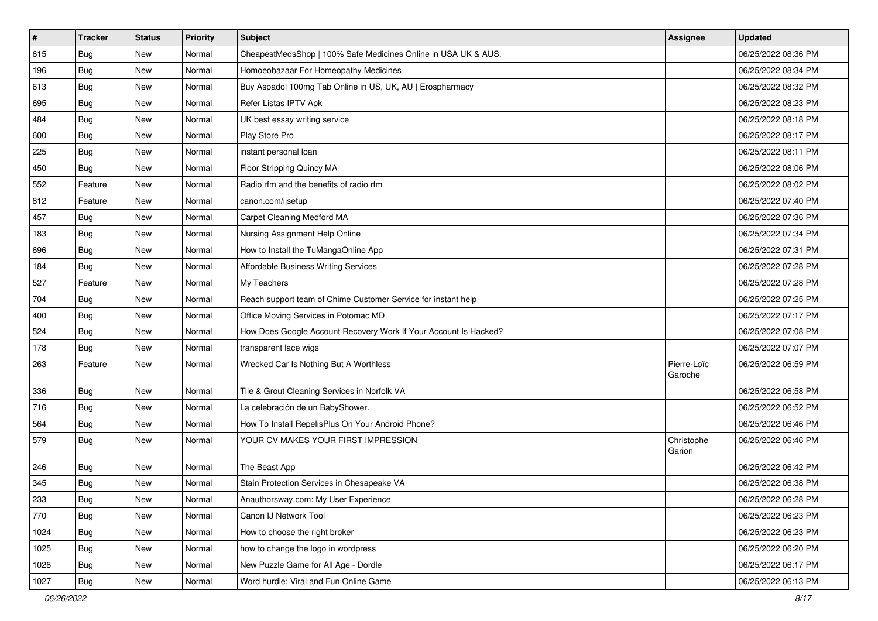| # | Tracker | Status | Priority | Subject | Assignee | Updated |
|---|---|---|---|---|---|---|
| 615 | Bug | New | Normal | CheapestMedsShop \| 100% Safe Medicines Online in USA UK & AUS. | | 06/25/2022 08:36 PM |
| 196 | Bug | New | Normal | Homoeobazaar For Homeopathy Medicines | | 06/25/2022 08:34 PM |
| 613 | Bug | New | Normal | Buy Aspadol 100mg Tab Online in US, UK, AU \| Erospharmacy | | 06/25/2022 08:32 PM |
| 695 | Bug | New | Normal | Refer Listas IPTV Apk | | 06/25/2022 08:23 PM |
| 484 | Bug | New | Normal | UK best essay writing service | | 06/25/2022 08:18 PM |
| 600 | Bug | New | Normal | Play Store Pro | | 06/25/2022 08:17 PM |
| 225 | Bug | New | Normal | instant personal loan | | 06/25/2022 08:11 PM |
| 450 | Bug | New | Normal | Floor Stripping Quincy MA | | 06/25/2022 08:06 PM |
| 552 | Feature | New | Normal | Radio rfm and the benefits of radio rfm | | 06/25/2022 08:02 PM |
| 812 | Feature | New | Normal | canon.com/ijsetup | | 06/25/2022 07:40 PM |
| 457 | Bug | New | Normal | Carpet Cleaning Medford MA | | 06/25/2022 07:36 PM |
| 183 | Bug | New | Normal | Nursing Assignment Help Online | | 06/25/2022 07:34 PM |
| 696 | Bug | New | Normal | How to Install the TuMangaOnline App | | 06/25/2022 07:31 PM |
| 184 | Bug | New | Normal | Affordable Business Writing Services | | 06/25/2022 07:28 PM |
| 527 | Feature | New | Normal | My Teachers | | 06/25/2022 07:28 PM |
| 704 | Bug | New | Normal | Reach support team of Chime Customer Service for instant help | | 06/25/2022 07:25 PM |
| 400 | Bug | New | Normal | Office Moving Services in Potomac MD | | 06/25/2022 07:17 PM |
| 524 | Bug | New | Normal | How Does Google Account Recovery Work If Your Account Is Hacked? | | 06/25/2022 07:08 PM |
| 178 | Bug | New | Normal | transparent lace wigs | | 06/25/2022 07:07 PM |
| 263 | Feature | New | Normal | Wrecked Car Is Nothing But A Worthless | Pierre-Loïc Garoche | 06/25/2022 06:59 PM |
| 336 | Bug | New | Normal | Tile & Grout Cleaning Services in Norfolk VA | | 06/25/2022 06:58 PM |
| 716 | Bug | New | Normal | La celebración de un BabyShower. | | 06/25/2022 06:52 PM |
| 564 | Bug | New | Normal | How To Install RepelisPlus On Your Android Phone? | | 06/25/2022 06:46 PM |
| 579 | Bug | New | Normal | YOUR CV MAKES YOUR FIRST IMPRESSION | Christophe Garion | 06/25/2022 06:46 PM |
| 246 | Bug | New | Normal | The Beast App | | 06/25/2022 06:42 PM |
| 345 | Bug | New | Normal | Stain Protection Services in Chesapeake VA | | 06/25/2022 06:38 PM |
| 233 | Bug | New | Normal | Anauthorsway.com: My User Experience | | 06/25/2022 06:28 PM |
| 770 | Bug | New | Normal | Canon IJ Network Tool | | 06/25/2022 06:23 PM |
| 1024 | Bug | New | Normal | How to choose the right broker | | 06/25/2022 06:23 PM |
| 1025 | Bug | New | Normal | how to change the logo in wordpress | | 06/25/2022 06:20 PM |
| 1026 | Bug | New | Normal | New Puzzle Game for All Age - Dordle | | 06/25/2022 06:17 PM |
| 1027 | Bug | New | Normal | Word hurdle: Viral and Fun Online Game | | 06/25/2022 06:13 PM |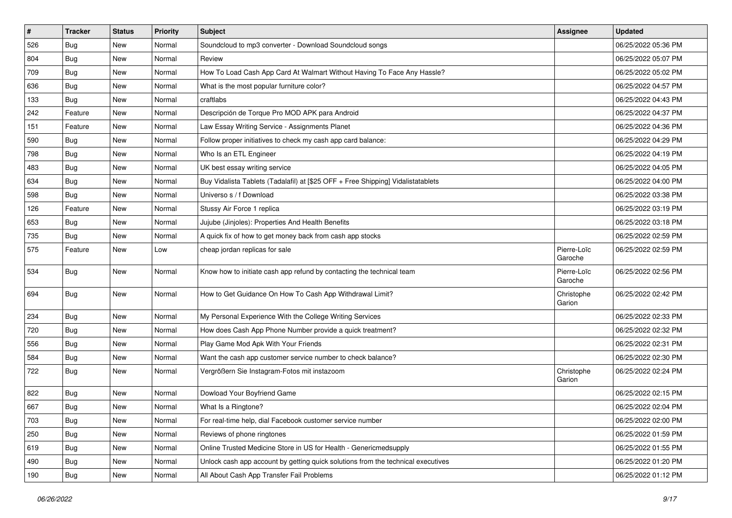| # | Tracker | Status | Priority | Subject | Assignee | Updated |
| --- | --- | --- | --- | --- | --- | --- |
| 526 | Bug | New | Normal | Soundcloud to mp3 converter - Download Soundcloud songs | | 06/25/2022 05:36 PM |
| 804 | Bug | New | Normal | Review | | 06/25/2022 05:07 PM |
| 709 | Bug | New | Normal | How To Load Cash App Card At Walmart Without Having To Face Any Hassle? | | 06/25/2022 05:02 PM |
| 636 | Bug | New | Normal | What is the most popular furniture color? | | 06/25/2022 04:57 PM |
| 133 | Bug | New | Normal | craftlabs | | 06/25/2022 04:43 PM |
| 242 | Feature | New | Normal | Descripción de Torque Pro MOD APK para Android | | 06/25/2022 04:37 PM |
| 151 | Feature | New | Normal | Law Essay Writing Service - Assignments Planet | | 06/25/2022 04:36 PM |
| 590 | Bug | New | Normal | Follow proper initiatives to check my cash app card balance: | | 06/25/2022 04:29 PM |
| 798 | Bug | New | Normal | Who Is an ETL Engineer | | 06/25/2022 04:19 PM |
| 483 | Bug | New | Normal | UK best essay writing service | | 06/25/2022 04:05 PM |
| 634 | Bug | New | Normal | Buy Vidalista Tablets (Tadalafil) at [$25 OFF + Free Shipping] Vidalistatablets | | 06/25/2022 04:00 PM |
| 598 | Bug | New | Normal | Universo s / f Download | | 06/25/2022 03:38 PM |
| 126 | Feature | New | Normal | Stussy Air Force 1 replica | | 06/25/2022 03:19 PM |
| 653 | Bug | New | Normal | Jujube (Jinjoles): Properties And Health Benefits | | 06/25/2022 03:18 PM |
| 735 | Bug | New | Normal | A quick fix of how to get money back from cash app stocks | | 06/25/2022 02:59 PM |
| 575 | Feature | New | Low | cheap jordan replicas for sale | Pierre-Loïc Garoche | 06/25/2022 02:59 PM |
| 534 | Bug | New | Normal | Know how to initiate cash app refund by contacting the technical team | Pierre-Loïc Garoche | 06/25/2022 02:56 PM |
| 694 | Bug | New | Normal | How to Get Guidance On How To Cash App Withdrawal Limit? | Christophe Garion | 06/25/2022 02:42 PM |
| 234 | Bug | New | Normal | My Personal Experience With the College Writing Services | | 06/25/2022 02:33 PM |
| 720 | Bug | New | Normal | How does Cash App Phone Number provide a quick treatment? | | 06/25/2022 02:32 PM |
| 556 | Bug | New | Normal | Play Game Mod Apk With Your Friends | | 06/25/2022 02:31 PM |
| 584 | Bug | New | Normal | Want the cash app customer service number to check balance? | | 06/25/2022 02:30 PM |
| 722 | Bug | New | Normal | Vergrößern Sie Instagram-Fotos mit instazoom | Christophe Garion | 06/25/2022 02:24 PM |
| 822 | Bug | New | Normal | Dowload Your Boyfriend Game | | 06/25/2022 02:15 PM |
| 667 | Bug | New | Normal | What Is a Ringtone? | | 06/25/2022 02:04 PM |
| 703 | Bug | New | Normal | For real-time help, dial Facebook customer service number | | 06/25/2022 02:00 PM |
| 250 | Bug | New | Normal | Reviews of phone ringtones | | 06/25/2022 01:59 PM |
| 619 | Bug | New | Normal | Online Trusted Medicine Store in US for Health - Genericmedsupply | | 06/25/2022 01:55 PM |
| 490 | Bug | New | Normal | Unlock cash app account by getting quick solutions from the technical executives | | 06/25/2022 01:20 PM |
| 190 | Bug | New | Normal | All About Cash App Transfer Fail Problems | | 06/25/2022 01:12 PM |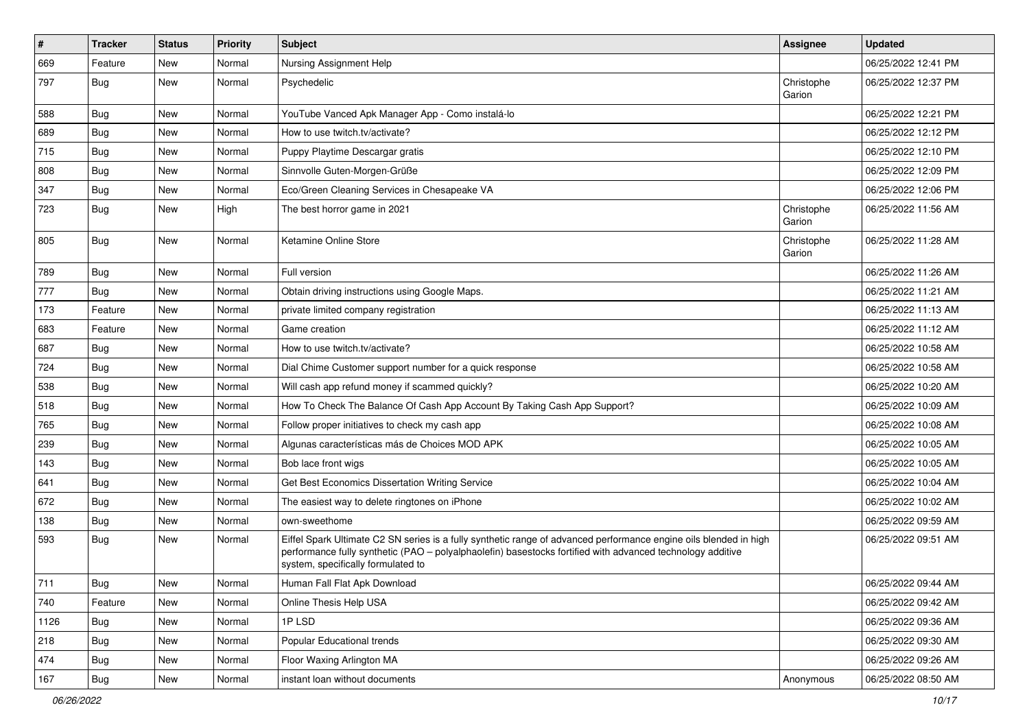| # | Tracker | Status | Priority | Subject | Assignee | Updated |
|---|---|---|---|---|---|---|
| 669 | Feature | New | Normal | Nursing Assignment Help | | 06/25/2022 12:41 PM |
| 797 | Bug | New | Normal | Psychedelic | Christophe Garion | 06/25/2022 12:37 PM |
| 588 | Bug | New | Normal | YouTube Vanced Apk Manager App - Como instalá-lo | | 06/25/2022 12:21 PM |
| 689 | Bug | New | Normal | How to use twitch.tv/activate? | | 06/25/2022 12:12 PM |
| 715 | Bug | New | Normal | Puppy Playtime Descargar gratis | | 06/25/2022 12:10 PM |
| 808 | Bug | New | Normal | Sinnvolle Guten-Morgen-Grüße | | 06/25/2022 12:09 PM |
| 347 | Bug | New | Normal | Eco/Green Cleaning Services in Chesapeake VA | | 06/25/2022 12:06 PM |
| 723 | Bug | New | High | The best horror game in 2021 | Christophe Garion | 06/25/2022 11:56 AM |
| 805 | Bug | New | Normal | Ketamine Online Store | Christophe Garion | 06/25/2022 11:28 AM |
| 789 | Bug | New | Normal | Full version | | 06/25/2022 11:26 AM |
| 777 | Bug | New | Normal | Obtain driving instructions using Google Maps. | | 06/25/2022 11:21 AM |
| 173 | Feature | New | Normal | private limited company registration | | 06/25/2022 11:13 AM |
| 683 | Feature | New | Normal | Game creation | | 06/25/2022 11:12 AM |
| 687 | Bug | New | Normal | How to use twitch.tv/activate? | | 06/25/2022 10:58 AM |
| 724 | Bug | New | Normal | Dial Chime Customer support number for a quick response | | 06/25/2022 10:58 AM |
| 538 | Bug | New | Normal | Will cash app refund money if scammed quickly? | | 06/25/2022 10:20 AM |
| 518 | Bug | New | Normal | How To Check The Balance Of Cash App Account By Taking Cash App Support? | | 06/25/2022 10:09 AM |
| 765 | Bug | New | Normal | Follow proper initiatives to check my cash app | | 06/25/2022 10:08 AM |
| 239 | Bug | New | Normal | Algunas características más de Choices MOD APK | | 06/25/2022 10:05 AM |
| 143 | Bug | New | Normal | Bob lace front wigs | | 06/25/2022 10:05 AM |
| 641 | Bug | New | Normal | Get Best Economics Dissertation Writing Service | | 06/25/2022 10:04 AM |
| 672 | Bug | New | Normal | The easiest way to delete ringtones on iPhone | | 06/25/2022 10:02 AM |
| 138 | Bug | New | Normal | own-sweethome | | 06/25/2022 09:59 AM |
| 593 | Bug | New | Normal | Eiffel Spark Ultimate C2 SN series is a fully synthetic range of advanced performance engine oils blended in high performance fully synthetic (PAO – polyalphaolefin) basestocks fortified with advanced technology additive system, specifically formulated to | | 06/25/2022 09:51 AM |
| 711 | Bug | New | Normal | Human Fall Flat Apk Download | | 06/25/2022 09:44 AM |
| 740 | Feature | New | Normal | Online Thesis Help USA | | 06/25/2022 09:42 AM |
| 1126 | Bug | New | Normal | 1P LSD | | 06/25/2022 09:36 AM |
| 218 | Bug | New | Normal | Popular Educational trends | | 06/25/2022 09:30 AM |
| 474 | Bug | New | Normal | Floor Waxing Arlington MA | | 06/25/2022 09:26 AM |
| 167 | Bug | New | Normal | instant loan without documents | Anonymous | 06/25/2022 08:50 AM |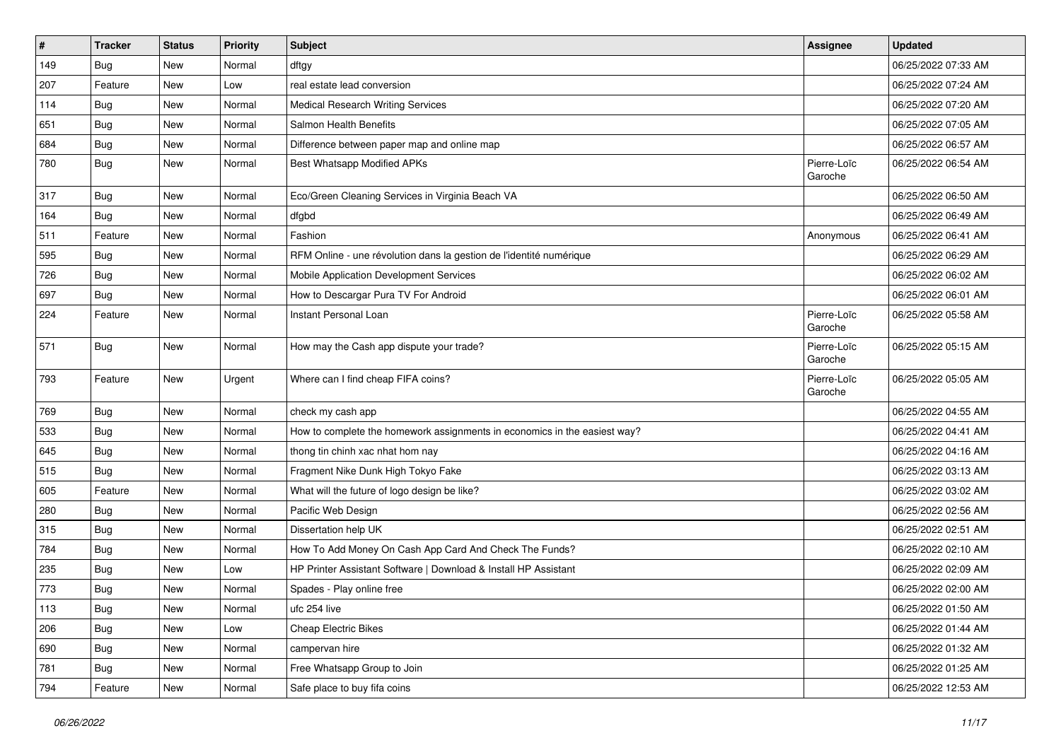| # | Tracker | Status | Priority | Subject | Assignee | Updated |
|---|---|---|---|---|---|---|
| 149 | Bug | New | Normal | dftgy | | 06/25/2022 07:33 AM |
| 207 | Feature | New | Low | real estate lead conversion | | 06/25/2022 07:24 AM |
| 114 | Bug | New | Normal | Medical Research Writing Services | | 06/25/2022 07:20 AM |
| 651 | Bug | New | Normal | Salmon Health Benefits | | 06/25/2022 07:05 AM |
| 684 | Bug | New | Normal | Difference between paper map and online map | | 06/25/2022 06:57 AM |
| 780 | Bug | New | Normal | Best Whatsapp Modified APKs | Pierre-Loïc Garoche | 06/25/2022 06:54 AM |
| 317 | Bug | New | Normal | Eco/Green Cleaning Services in Virginia Beach VA | | 06/25/2022 06:50 AM |
| 164 | Bug | New | Normal | dfgbd | | 06/25/2022 06:49 AM |
| 511 | Feature | New | Normal | Fashion | Anonymous | 06/25/2022 06:41 AM |
| 595 | Bug | New | Normal | RFM Online - une révolution dans la gestion de l'identité numérique | | 06/25/2022 06:29 AM |
| 726 | Bug | New | Normal | Mobile Application Development Services | | 06/25/2022 06:02 AM |
| 697 | Bug | New | Normal | How to Descargar Pura TV For Android | | 06/25/2022 06:01 AM |
| 224 | Feature | New | Normal | Instant Personal Loan | Pierre-Loïc Garoche | 06/25/2022 05:58 AM |
| 571 | Bug | New | Normal | How may the Cash app dispute your trade? | Pierre-Loïc Garoche | 06/25/2022 05:15 AM |
| 793 | Feature | New | Urgent | Where can I find cheap FIFA coins? | Pierre-Loïc Garoche | 06/25/2022 05:05 AM |
| 769 | Bug | New | Normal | check my cash app | | 06/25/2022 04:55 AM |
| 533 | Bug | New | Normal | How to complete the homework assignments in economics in the easiest way? | | 06/25/2022 04:41 AM |
| 645 | Bug | New | Normal | thong tin chinh xac nhat hom nay | | 06/25/2022 04:16 AM |
| 515 | Bug | New | Normal | Fragment Nike Dunk High Tokyo Fake | | 06/25/2022 03:13 AM |
| 605 | Feature | New | Normal | What will the future of logo design be like? | | 06/25/2022 03:02 AM |
| 280 | Bug | New | Normal | Pacific Web Design | | 06/25/2022 02:56 AM |
| 315 | Bug | New | Normal | Dissertation help UK | | 06/25/2022 02:51 AM |
| 784 | Bug | New | Normal | How To Add Money On Cash App Card And Check The Funds? | | 06/25/2022 02:10 AM |
| 235 | Bug | New | Low | HP Printer Assistant Software \| Download & Install HP Assistant | | 06/25/2022 02:09 AM |
| 773 | Bug | New | Normal | Spades - Play online free | | 06/25/2022 02:00 AM |
| 113 | Bug | New | Normal | ufc 254 live | | 06/25/2022 01:50 AM |
| 206 | Bug | New | Low | Cheap Electric Bikes | | 06/25/2022 01:44 AM |
| 690 | Bug | New | Normal | campervan hire | | 06/25/2022 01:32 AM |
| 781 | Bug | New | Normal | Free Whatsapp Group to Join | | 06/25/2022 01:25 AM |
| 794 | Feature | New | Normal | Safe place to buy fifa coins | | 06/25/2022 12:53 AM |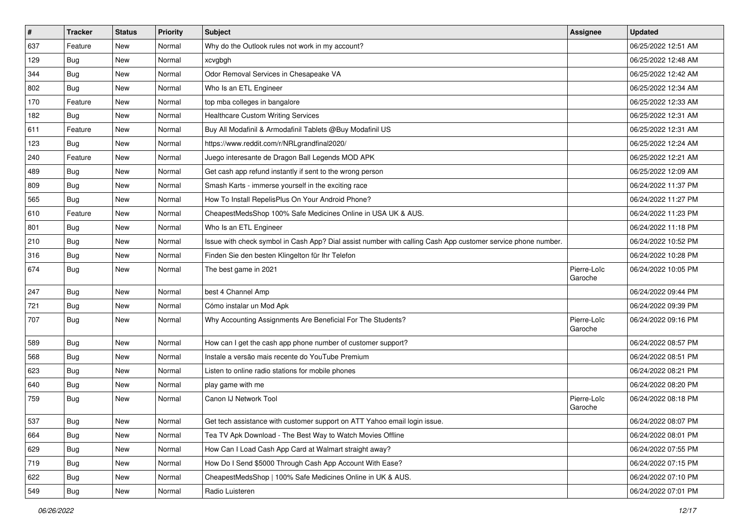| # | Tracker | Status | Priority | Subject | Assignee | Updated |
| --- | --- | --- | --- | --- | --- | --- |
| 637 | Feature | New | Normal | Why do the Outlook rules not work in my account? | | 06/25/2022 12:51 AM |
| 129 | Bug | New | Normal | xcvgbgh | | 06/25/2022 12:48 AM |
| 344 | Bug | New | Normal | Odor Removal Services in Chesapeake VA | | 06/25/2022 12:42 AM |
| 802 | Bug | New | Normal | Who Is an ETL Engineer | | 06/25/2022 12:34 AM |
| 170 | Feature | New | Normal | top mba colleges in bangalore | | 06/25/2022 12:33 AM |
| 182 | Bug | New | Normal | Healthcare Custom Writing Services | | 06/25/2022 12:31 AM |
| 611 | Feature | New | Normal | Buy All Modafinil & Armodafinil Tablets @Buy Modafinil US | | 06/25/2022 12:31 AM |
| 123 | Bug | New | Normal | https://www.reddit.com/r/NRLgrandfinal2020/ | | 06/25/2022 12:24 AM |
| 240 | Feature | New | Normal | Juego interesante de Dragon Ball Legends MOD APK | | 06/25/2022 12:21 AM |
| 489 | Bug | New | Normal | Get cash app refund instantly if sent to the wrong person | | 06/25/2022 12:09 AM |
| 809 | Bug | New | Normal | Smash Karts - immerse yourself in the exciting race | | 06/24/2022 11:37 PM |
| 565 | Bug | New | Normal | How To Install RepelisPlus On Your Android Phone? | | 06/24/2022 11:27 PM |
| 610 | Feature | New | Normal | CheapestMedsShop 100% Safe Medicines Online in USA UK & AUS. | | 06/24/2022 11:23 PM |
| 801 | Bug | New | Normal | Who Is an ETL Engineer | | 06/24/2022 11:18 PM |
| 210 | Bug | New | Normal | Issue with check symbol in Cash App? Dial assist number with calling Cash App customer service phone number. | | 06/24/2022 10:52 PM |
| 316 | Bug | New | Normal | Finden Sie den besten Klingelton für Ihr Telefon | | 06/24/2022 10:28 PM |
| 674 | Bug | New | Normal | The best game in 2021 | Pierre-Loïc Garoche | 06/24/2022 10:05 PM |
| 247 | Bug | New | Normal | best 4 Channel Amp | | 06/24/2022 09:44 PM |
| 721 | Bug | New | Normal | Cómo instalar un Mod Apk | | 06/24/2022 09:39 PM |
| 707 | Bug | New | Normal | Why Accounting Assignments Are Beneficial For The Students? | Pierre-Loïc Garoche | 06/24/2022 09:16 PM |
| 589 | Bug | New | Normal | How can I get the cash app phone number of customer support? | | 06/24/2022 08:57 PM |
| 568 | Bug | New | Normal | Instale a versão mais recente do YouTube Premium | | 06/24/2022 08:51 PM |
| 623 | Bug | New | Normal | Listen to online radio stations for mobile phones | | 06/24/2022 08:21 PM |
| 640 | Bug | New | Normal | play game with me | | 06/24/2022 08:20 PM |
| 759 | Bug | New | Normal | Canon IJ Network Tool | Pierre-Loïc Garoche | 06/24/2022 08:18 PM |
| 537 | Bug | New | Normal | Get tech assistance with customer support on ATT Yahoo email login issue. | | 06/24/2022 08:07 PM |
| 664 | Bug | New | Normal | Tea TV Apk Download - The Best Way to Watch Movies Offline | | 06/24/2022 08:01 PM |
| 629 | Bug | New | Normal | How Can I Load Cash App Card at Walmart straight away? | | 06/24/2022 07:55 PM |
| 719 | Bug | New | Normal | How Do I Send $5000 Through Cash App Account With Ease? | | 06/24/2022 07:15 PM |
| 622 | Bug | New | Normal | CheapestMedsShop \| 100% Safe Medicines Online in UK & AUS. | | 06/24/2022 07:10 PM |
| 549 | Bug | New | Normal | Radio Luisteren | | 06/24/2022 07:01 PM |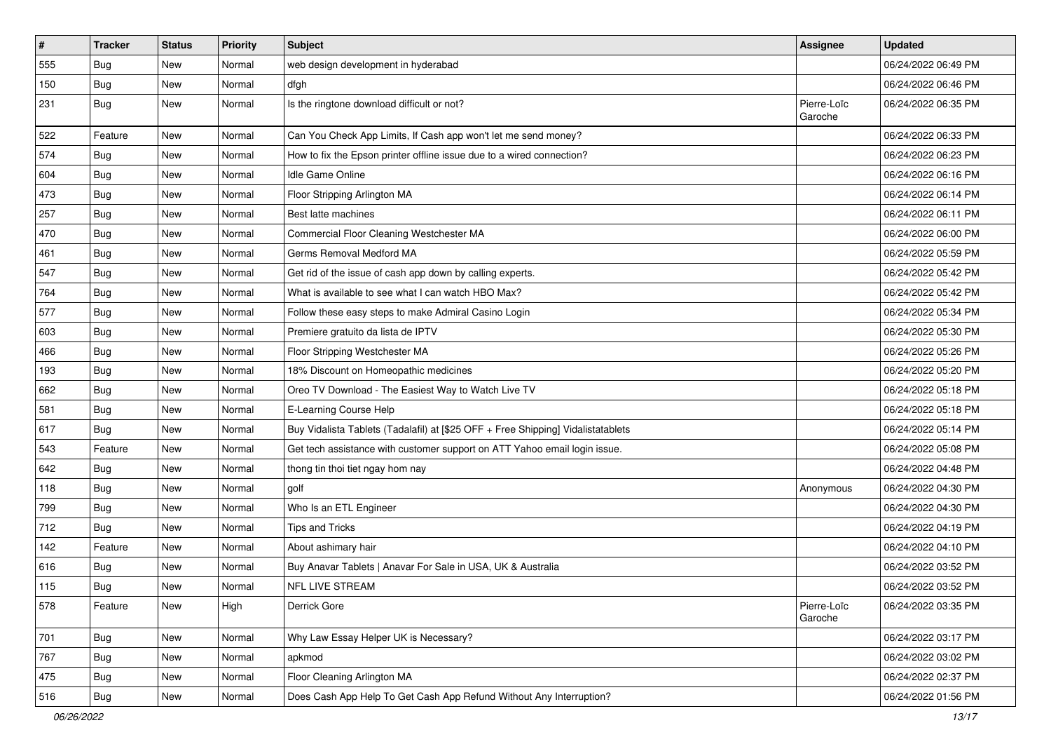| # | Tracker | Status | Priority | Subject | Assignee | Updated |
|---|---|---|---|---|---|---|
| 555 | Bug | New | Normal | web design development in hyderabad | | 06/24/2022 06:49 PM |
| 150 | Bug | New | Normal | dfgh | | 06/24/2022 06:46 PM |
| 231 | Bug | New | Normal | Is the ringtone download difficult or not? | Pierre-Loïc Garoche | 06/24/2022 06:35 PM |
| 522 | Feature | New | Normal | Can You Check App Limits, If Cash app won't let me send money? | | 06/24/2022 06:33 PM |
| 574 | Bug | New | Normal | How to fix the Epson printer offline issue due to a wired connection? | | 06/24/2022 06:23 PM |
| 604 | Bug | New | Normal | Idle Game Online | | 06/24/2022 06:16 PM |
| 473 | Bug | New | Normal | Floor Stripping Arlington MA | | 06/24/2022 06:14 PM |
| 257 | Bug | New | Normal | Best latte machines | | 06/24/2022 06:11 PM |
| 470 | Bug | New | Normal | Commercial Floor Cleaning Westchester MA | | 06/24/2022 06:00 PM |
| 461 | Bug | New | Normal | Germs Removal Medford MA | | 06/24/2022 05:59 PM |
| 547 | Bug | New | Normal | Get rid of the issue of cash app down by calling experts. | | 06/24/2022 05:42 PM |
| 764 | Bug | New | Normal | What is available to see what I can watch HBO Max? | | 06/24/2022 05:42 PM |
| 577 | Bug | New | Normal | Follow these easy steps to make Admiral Casino Login | | 06/24/2022 05:34 PM |
| 603 | Bug | New | Normal | Premiere gratuito da lista de IPTV | | 06/24/2022 05:30 PM |
| 466 | Bug | New | Normal | Floor Stripping Westchester MA | | 06/24/2022 05:26 PM |
| 193 | Bug | New | Normal | 18% Discount on Homeopathic medicines | | 06/24/2022 05:20 PM |
| 662 | Bug | New | Normal | Oreo TV Download - The Easiest Way to Watch Live TV | | 06/24/2022 05:18 PM |
| 581 | Bug | New | Normal | E-Learning Course Help | | 06/24/2022 05:18 PM |
| 617 | Bug | New | Normal | Buy Vidalista Tablets (Tadalafil) at [$25 OFF + Free Shipping] Vidalistatablets | | 06/24/2022 05:14 PM |
| 543 | Feature | New | Normal | Get tech assistance with customer support on ATT Yahoo email login issue. | | 06/24/2022 05:08 PM |
| 642 | Bug | New | Normal | thong tin thoi tiet ngay hom nay | | 06/24/2022 04:48 PM |
| 118 | Bug | New | Normal | golf | Anonymous | 06/24/2022 04:30 PM |
| 799 | Bug | New | Normal | Who Is an ETL Engineer | | 06/24/2022 04:30 PM |
| 712 | Bug | New | Normal | Tips and Tricks | | 06/24/2022 04:19 PM |
| 142 | Feature | New | Normal | About ashimary hair | | 06/24/2022 04:10 PM |
| 616 | Bug | New | Normal | Buy Anavar Tablets \| Anavar For Sale in USA, UK & Australia | | 06/24/2022 03:52 PM |
| 115 | Bug | New | Normal | NFL LIVE STREAM | | 06/24/2022 03:52 PM |
| 578 | Feature | New | High | Derrick Gore | Pierre-Loïc Garoche | 06/24/2022 03:35 PM |
| 701 | Bug | New | Normal | Why Law Essay Helper UK is Necessary? | | 06/24/2022 03:17 PM |
| 767 | Bug | New | Normal | apkmod | | 06/24/2022 03:02 PM |
| 475 | Bug | New | Normal | Floor Cleaning Arlington MA | | 06/24/2022 02:37 PM |
| 516 | Bug | New | Normal | Does Cash App Help To Get Cash App Refund Without Any Interruption? | | 06/24/2022 01:56 PM |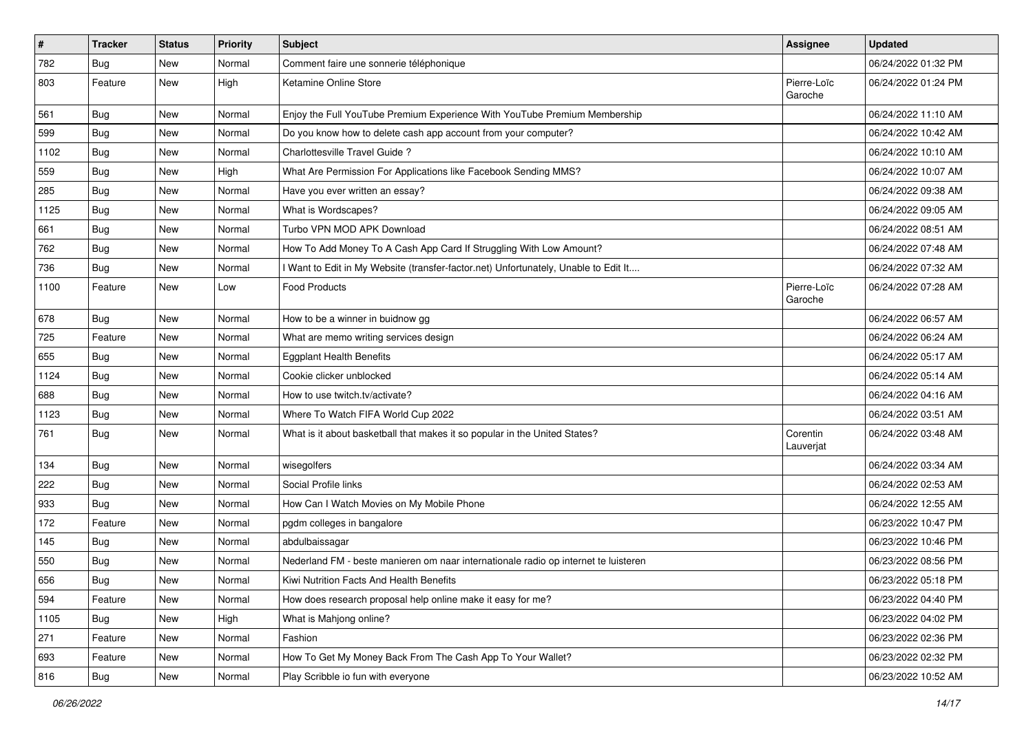| # | Tracker | Status | Priority | Subject | Assignee | Updated |
|---|---|---|---|---|---|---|
| 782 | Bug | New | Normal | Comment faire une sonnerie téléphonique | | 06/24/2022 01:32 PM |
| 803 | Feature | New | High | Ketamine Online Store | Pierre-Loïc Garoche | 06/24/2022 01:24 PM |
| 561 | Bug | New | Normal | Enjoy the Full YouTube Premium Experience With YouTube Premium Membership | | 06/24/2022 11:10 AM |
| 599 | Bug | New | Normal | Do you know how to delete cash app account from your computer? | | 06/24/2022 10:42 AM |
| 1102 | Bug | New | Normal | Charlottesville Travel Guide ? | | 06/24/2022 10:10 AM |
| 559 | Bug | New | High | What Are Permission For Applications like Facebook Sending MMS? | | 06/24/2022 10:07 AM |
| 285 | Bug | New | Normal | Have you ever written an essay? | | 06/24/2022 09:38 AM |
| 1125 | Bug | New | Normal | What is Wordscapes? | | 06/24/2022 09:05 AM |
| 661 | Bug | New | Normal | Turbo VPN MOD APK Download | | 06/24/2022 08:51 AM |
| 762 | Bug | New | Normal | How To Add Money To A Cash App Card If Struggling With Low Amount? | | 06/24/2022 07:48 AM |
| 736 | Bug | New | Normal | I Want to Edit in My Website (transfer-factor.net) Unfortunately, Unable to Edit It.... | | 06/24/2022 07:32 AM |
| 1100 | Feature | New | Low | Food Products | Pierre-Loïc Garoche | 06/24/2022 07:28 AM |
| 678 | Bug | New | Normal | How to be a winner in buidnow gg | | 06/24/2022 06:57 AM |
| 725 | Feature | New | Normal | What are memo writing services design | | 06/24/2022 06:24 AM |
| 655 | Bug | New | Normal | Eggplant Health Benefits | | 06/24/2022 05:17 AM |
| 1124 | Bug | New | Normal | Cookie clicker unblocked | | 06/24/2022 05:14 AM |
| 688 | Bug | New | Normal | How to use twitch.tv/activate? | | 06/24/2022 04:16 AM |
| 1123 | Bug | New | Normal | Where To Watch FIFA World Cup 2022 | | 06/24/2022 03:51 AM |
| 761 | Bug | New | Normal | What is it about basketball that makes it so popular in the United States? | Corentin Lauverjat | 06/24/2022 03:48 AM |
| 134 | Bug | New | Normal | wisegolfers | | 06/24/2022 03:34 AM |
| 222 | Bug | New | Normal | Social Profile links | | 06/24/2022 02:53 AM |
| 933 | Bug | New | Normal | How Can I Watch Movies on My Mobile Phone | | 06/24/2022 12:55 AM |
| 172 | Feature | New | Normal | pgdm colleges in bangalore | | 06/23/2022 10:47 PM |
| 145 | Bug | New | Normal | abdulbaissagar | | 06/23/2022 10:46 PM |
| 550 | Bug | New | Normal | Nederland FM - beste manieren om naar internationale radio op internet te luisteren | | 06/23/2022 08:56 PM |
| 656 | Bug | New | Normal | Kiwi Nutrition Facts And Health Benefits | | 06/23/2022 05:18 PM |
| 594 | Feature | New | Normal | How does research proposal help online make it easy for me? | | 06/23/2022 04:40 PM |
| 1105 | Bug | New | High | What is Mahjong online? | | 06/23/2022 04:02 PM |
| 271 | Feature | New | Normal | Fashion | | 06/23/2022 02:36 PM |
| 693 | Feature | New | Normal | How To Get My Money Back From The Cash App To Your Wallet? | | 06/23/2022 02:32 PM |
| 816 | Bug | New | Normal | Play Scribble io fun with everyone | | 06/23/2022 10:52 AM |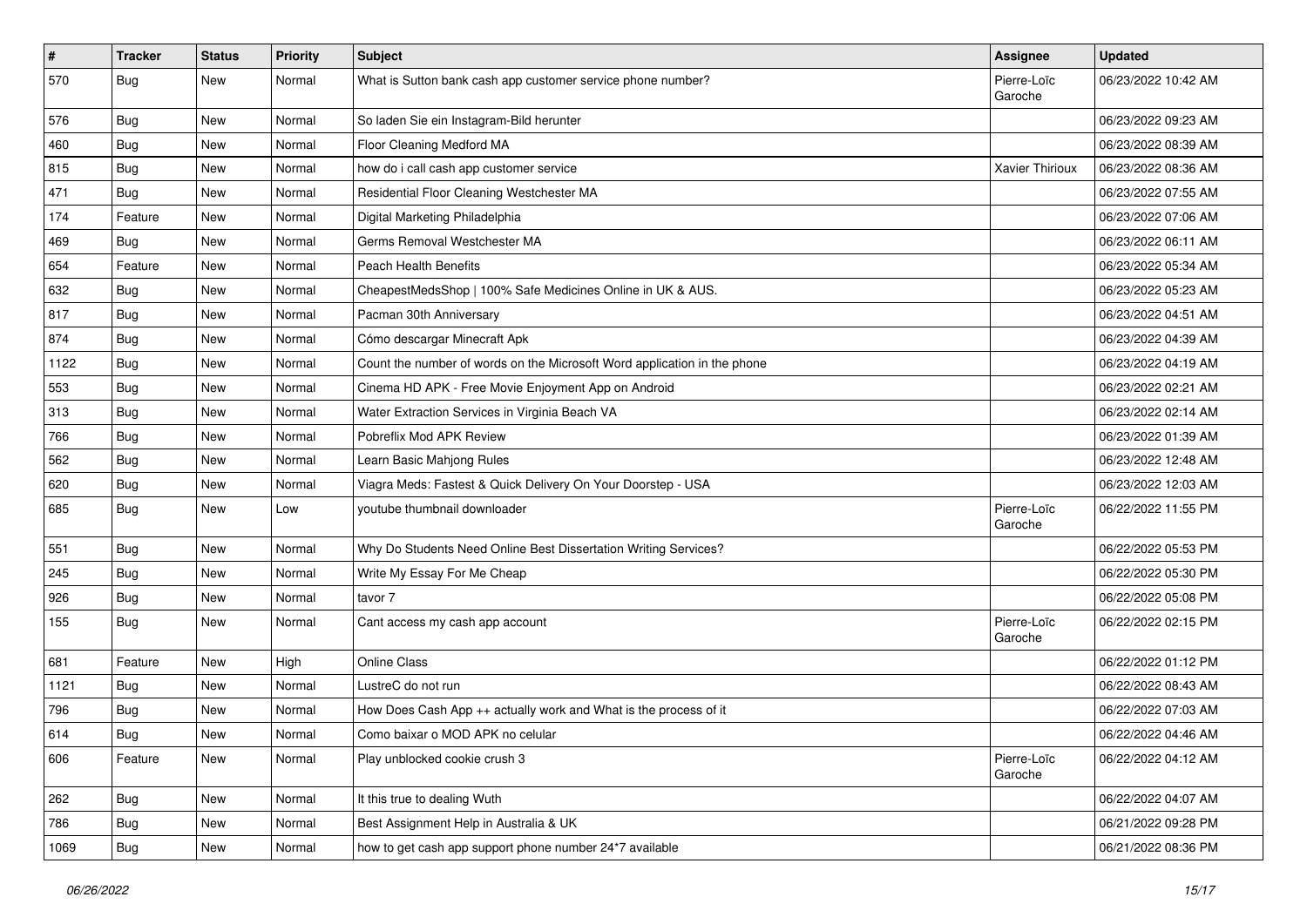| # | Tracker | Status | Priority | Subject | Assignee | Updated |
|---|---|---|---|---|---|---|
| 570 | Bug | New | Normal | What is Sutton bank cash app customer service phone number? | Pierre-Loïc Garoche | 06/23/2022 10:42 AM |
| 576 | Bug | New | Normal | So laden Sie ein Instagram-Bild herunter | | 06/23/2022 09:23 AM |
| 460 | Bug | New | Normal | Floor Cleaning Medford MA | | 06/23/2022 08:39 AM |
| 815 | Bug | New | Normal | how do i call cash app customer service | Xavier Thirioux | 06/23/2022 08:36 AM |
| 471 | Bug | New | Normal | Residential Floor Cleaning Westchester MA | | 06/23/2022 07:55 AM |
| 174 | Feature | New | Normal | Digital Marketing Philadelphia | | 06/23/2022 07:06 AM |
| 469 | Bug | New | Normal | Germs Removal Westchester MA | | 06/23/2022 06:11 AM |
| 654 | Feature | New | Normal | Peach Health Benefits | | 06/23/2022 05:34 AM |
| 632 | Bug | New | Normal | CheapestMedsShop | 100% Safe Medicines Online in UK & AUS. | | 06/23/2022 05:23 AM |
| 817 | Bug | New | Normal | Pacman 30th Anniversary | | 06/23/2022 04:51 AM |
| 874 | Bug | New | Normal | Cómo descargar Minecraft Apk | | 06/23/2022 04:39 AM |
| 1122 | Bug | New | Normal | Count the number of words on the Microsoft Word application in the phone | | 06/23/2022 04:19 AM |
| 553 | Bug | New | Normal | Cinema HD APK - Free Movie Enjoyment App on Android | | 06/23/2022 02:21 AM |
| 313 | Bug | New | Normal | Water Extraction Services in Virginia Beach VA | | 06/23/2022 02:14 AM |
| 766 | Bug | New | Normal | Pobreflix Mod APK Review | | 06/23/2022 01:39 AM |
| 562 | Bug | New | Normal | Learn Basic Mahjong Rules | | 06/23/2022 12:48 AM |
| 620 | Bug | New | Normal | Viagra Meds: Fastest & Quick Delivery On Your Doorstep - USA | | 06/23/2022 12:03 AM |
| 685 | Bug | New | Low | youtube thumbnail downloader | Pierre-Loïc Garoche | 06/22/2022 11:55 PM |
| 551 | Bug | New | Normal | Why Do Students Need Online Best Dissertation Writing Services? | | 06/22/2022 05:53 PM |
| 245 | Bug | New | Normal | Write My Essay For Me Cheap | | 06/22/2022 05:30 PM |
| 926 | Bug | New | Normal | tavor 7 | | 06/22/2022 05:08 PM |
| 155 | Bug | New | Normal | Cant access my cash app account | Pierre-Loïc Garoche | 06/22/2022 02:15 PM |
| 681 | Feature | New | High | Online Class | | 06/22/2022 01:12 PM |
| 1121 | Bug | New | Normal | LustreC do not run | | 06/22/2022 08:43 AM |
| 796 | Bug | New | Normal | How Does Cash App ++ actually work and What is the process of it | | 06/22/2022 07:03 AM |
| 614 | Bug | New | Normal | Como baixar o MOD APK no celular | | 06/22/2022 04:46 AM |
| 606 | Feature | New | Normal | Play unblocked cookie crush 3 | Pierre-Loïc Garoche | 06/22/2022 04:12 AM |
| 262 | Bug | New | Normal | It this true to dealing Wuth | | 06/22/2022 04:07 AM |
| 786 | Bug | New | Normal | Best Assignment Help in Australia & UK | | 06/21/2022 09:28 PM |
| 1069 | Bug | New | Normal | how to get cash app support phone number 24*7 available | | 06/21/2022 08:36 PM |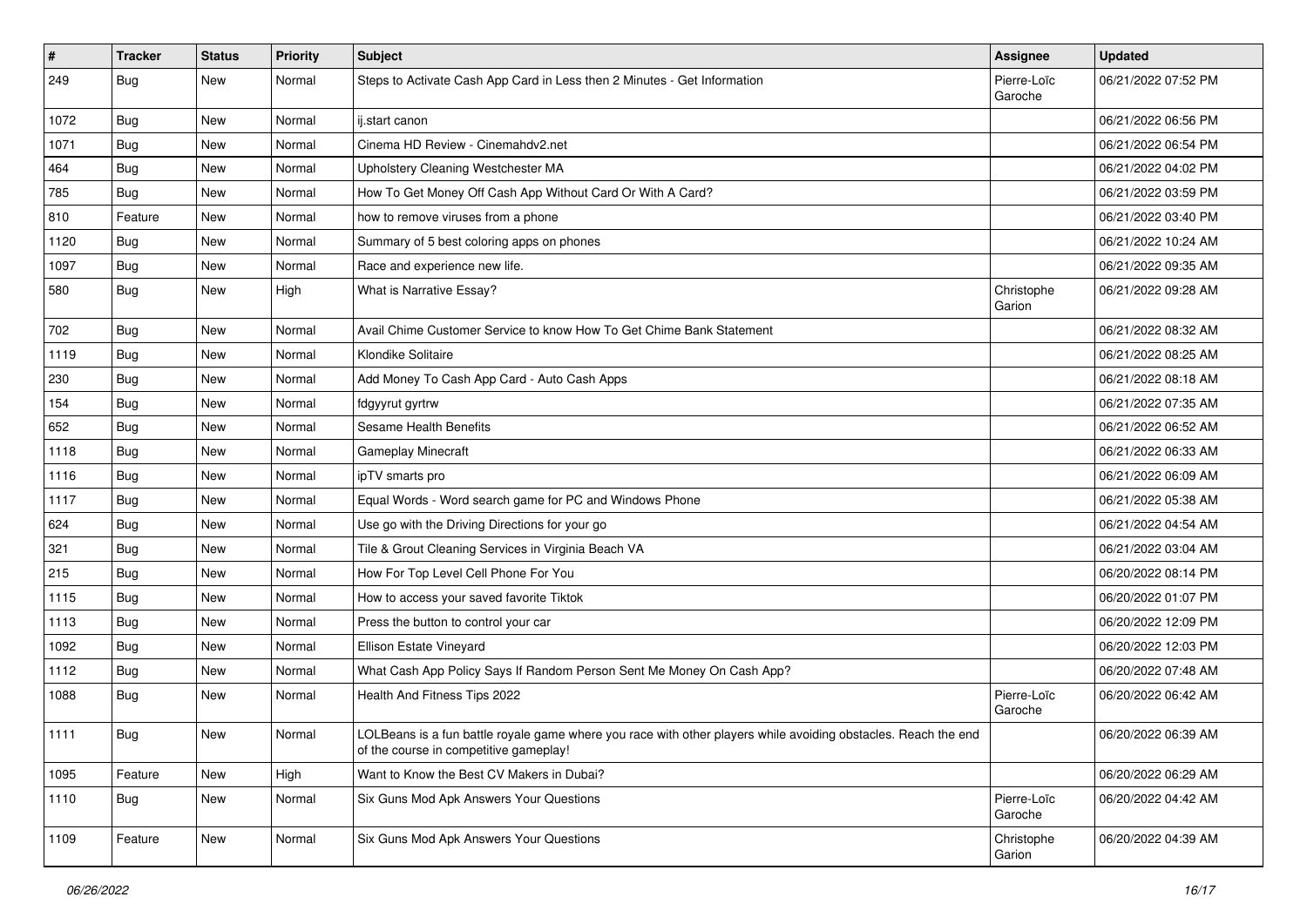| # | Tracker | Status | Priority | Subject | Assignee | Updated |
|---|---|---|---|---|---|---|
| 249 | Bug | New | Normal | Steps to Activate Cash App Card in Less then 2 Minutes - Get Information | Pierre-Loïc Garoche | 06/21/2022 07:52 PM |
| 1072 | Bug | New | Normal | ij.start canon | | 06/21/2022 06:56 PM |
| 1071 | Bug | New | Normal | Cinema HD Review - Cinemahdv2.net | | 06/21/2022 06:54 PM |
| 464 | Bug | New | Normal | Upholstery Cleaning Westchester MA | | 06/21/2022 04:02 PM |
| 785 | Bug | New | Normal | How To Get Money Off Cash App Without Card Or With A Card? | | 06/21/2022 03:59 PM |
| 810 | Feature | New | Normal | how to remove viruses from a phone | | 06/21/2022 03:40 PM |
| 1120 | Bug | New | Normal | Summary of 5 best coloring apps on phones | | 06/21/2022 10:24 AM |
| 1097 | Bug | New | Normal | Race and experience new life. | | 06/21/2022 09:35 AM |
| 580 | Bug | New | High | What is Narrative Essay? | Christophe Garion | 06/21/2022 09:28 AM |
| 702 | Bug | New | Normal | Avail Chime Customer Service to know How To Get Chime Bank Statement | | 06/21/2022 08:32 AM |
| 1119 | Bug | New | Normal | Klondike Solitaire | | 06/21/2022 08:25 AM |
| 230 | Bug | New | Normal | Add Money To Cash App Card - Auto Cash Apps | | 06/21/2022 08:18 AM |
| 154 | Bug | New | Normal | fdgyyrut gyrtrw | | 06/21/2022 07:35 AM |
| 652 | Bug | New | Normal | Sesame Health Benefits | | 06/21/2022 06:52 AM |
| 1118 | Bug | New | Normal | Gameplay Minecraft | | 06/21/2022 06:33 AM |
| 1116 | Bug | New | Normal | ipTV smarts pro | | 06/21/2022 06:09 AM |
| 1117 | Bug | New | Normal | Equal Words - Word search game for PC and Windows Phone | | 06/21/2022 05:38 AM |
| 624 | Bug | New | Normal | Use go with the Driving Directions for your go | | 06/21/2022 04:54 AM |
| 321 | Bug | New | Normal | Tile & Grout Cleaning Services in Virginia Beach VA | | 06/21/2022 03:04 AM |
| 215 | Bug | New | Normal | How For Top Level Cell Phone For You | | 06/20/2022 08:14 PM |
| 1115 | Bug | New | Normal | How to access your saved favorite Tiktok | | 06/20/2022 01:07 PM |
| 1113 | Bug | New | Normal | Press the button to control your car | | 06/20/2022 12:09 PM |
| 1092 | Bug | New | Normal | Ellison Estate Vineyard | | 06/20/2022 12:03 PM |
| 1112 | Bug | New | Normal | What Cash App Policy Says If Random Person Sent Me Money On Cash App? | | 06/20/2022 07:48 AM |
| 1088 | Bug | New | Normal | Health And Fitness Tips 2022 | Pierre-Loïc Garoche | 06/20/2022 06:42 AM |
| 1111 | Bug | New | Normal | LOLBeans is a fun battle royale game where you race with other players while avoiding obstacles. Reach the end of the course in competitive gameplay! | | 06/20/2022 06:39 AM |
| 1095 | Feature | New | High | Want to Know the Best CV Makers in Dubai? | | 06/20/2022 06:29 AM |
| 1110 | Bug | New | Normal | Six Guns Mod Apk Answers Your Questions | Pierre-Loïc Garoche | 06/20/2022 04:42 AM |
| 1109 | Feature | New | Normal | Six Guns Mod Apk Answers Your Questions | Christophe Garion | 06/20/2022 04:39 AM |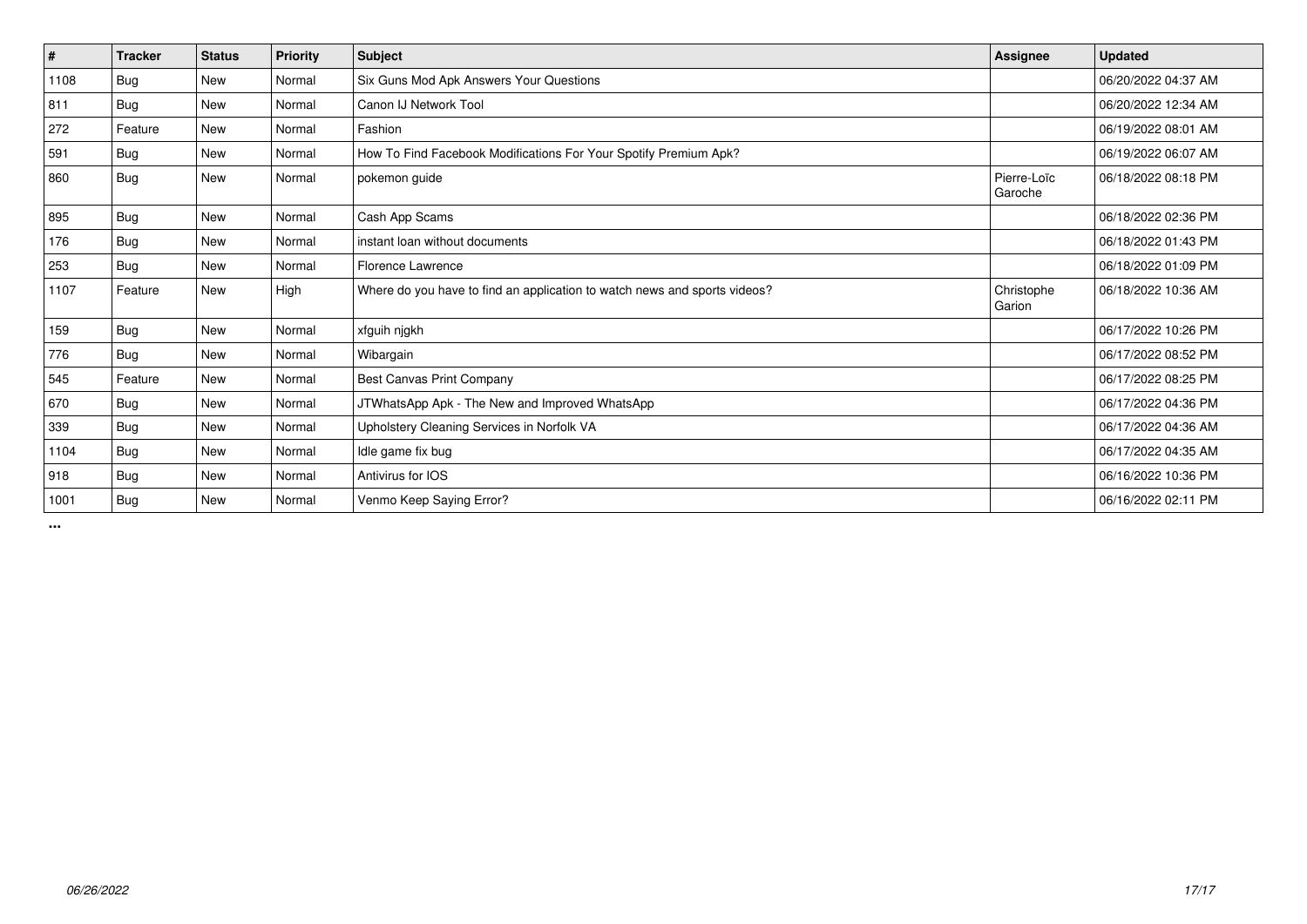| # | Tracker | Status | Priority | Subject | Assignee | Updated |
|---|---|---|---|---|---|---|
| 1108 | Bug | New | Normal | Six Guns Mod Apk Answers Your Questions | | 06/20/2022 04:37 AM |
| 811 | Bug | New | Normal | Canon IJ Network Tool | | 06/20/2022 12:34 AM |
| 272 | Feature | New | Normal | Fashion | | 06/19/2022 08:01 AM |
| 591 | Bug | New | Normal | How To Find Facebook Modifications For Your Spotify Premium Apk? | | 06/19/2022 06:07 AM |
| 860 | Bug | New | Normal | pokemon guide | Pierre-Loïc Garoche | 06/18/2022 08:18 PM |
| 895 | Bug | New | Normal | Cash App Scams | | 06/18/2022 02:36 PM |
| 176 | Bug | New | Normal | instant loan without documents | | 06/18/2022 01:43 PM |
| 253 | Bug | New | Normal | Florence Lawrence | | 06/18/2022 01:09 PM |
| 1107 | Feature | New | High | Where do you have to find an application to watch news and sports videos? | Christophe Garion | 06/18/2022 10:36 AM |
| 159 | Bug | New | Normal | xfguih njgkh | | 06/17/2022 10:26 PM |
| 776 | Bug | New | Normal | Wibargain | | 06/17/2022 08:52 PM |
| 545 | Feature | New | Normal | Best Canvas Print Company | | 06/17/2022 08:25 PM |
| 670 | Bug | New | Normal | JTWhatsApp Apk - The New and Improved WhatsApp | | 06/17/2022 04:36 PM |
| 339 | Bug | New | Normal | Upholstery Cleaning Services in Norfolk VA | | 06/17/2022 04:36 AM |
| 1104 | Bug | New | Normal | Idle game fix bug | | 06/17/2022 04:35 AM |
| 918 | Bug | New | Normal | Antivirus for IOS | | 06/16/2022 10:36 PM |
| 1001 | Bug | New | Normal | Venmo Keep Saying Error? | | 06/16/2022 02:11 PM |

...